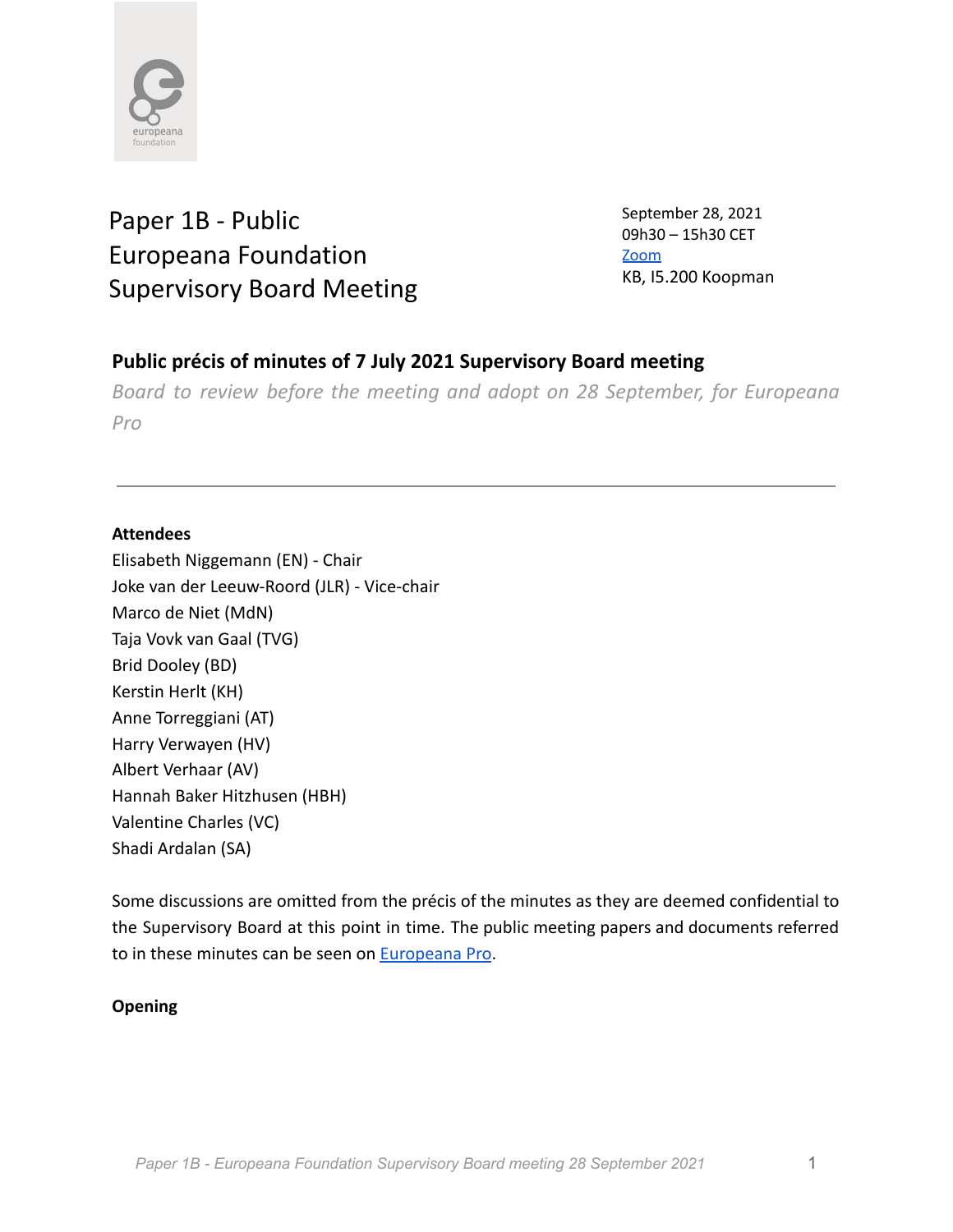# Paper 1B - Public
# Europeana Foundation
# Supervisory Board Meeting

September 28, 2021
09h30 – 15h30 CET
[Zoom]
KB, I5.200 Koopman

## Public précis of minutes of 7 July 2021 Supervisory Board meeting

*Board to review before the meeting and adopt on 28 September, for Europeana Pro*

---

**Attendees**

Elisabeth Niggemann (EN) - Chair
Joke van der Leeuw-Roord (JLR) - Vice-chair
Marco de Niet (MdN)
Taja Vovk van Gaal (TVG)
Brid Dooley (BD)
Kerstin Herlt (KH)
Anne Torreggiani (AT)
Harry Verwayen (HV)
Albert Verhaar (AV)
Hannah Baker Hitzhusen (HBH)
Valentine Charles (VC)
Shadi Ardalan (SA)

Some discussions are omitted from the précis of the minutes as they are deemed confidential to the Supervisory Board at this point in time. The public meeting papers and documents referred to in these minutes can be seen on [Europeana Pro].

**Opening**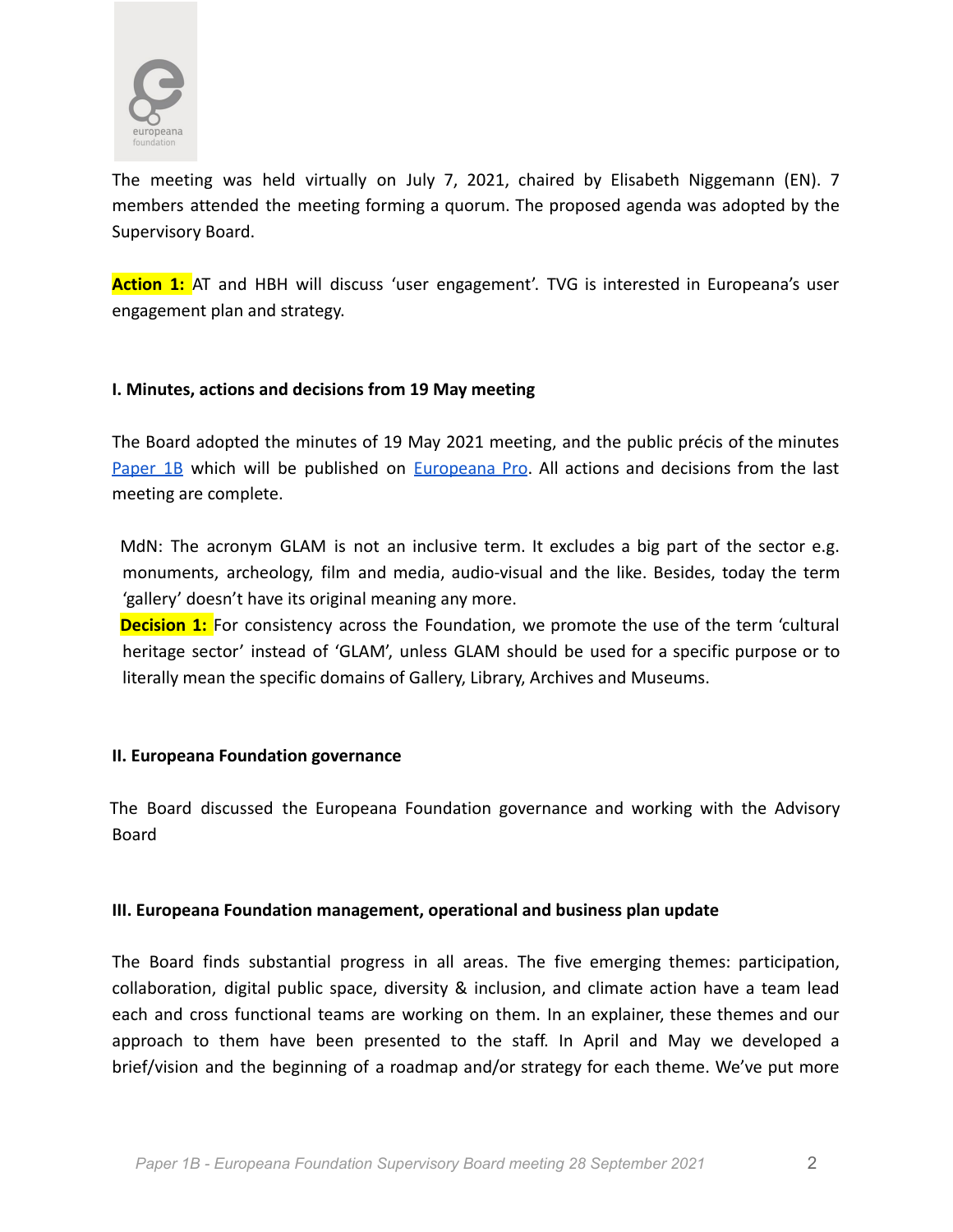The meeting was held virtually on July 7, 2021, chaired by Elisabeth Niggemann (EN). 7 members attended the meeting forming a quorum. The proposed agenda was adopted by the Supervisory Board.

**Action 1:** AT and HBH will discuss 'user engagement'. TVG is interested in Europeana's user engagement plan and strategy.

**I. Minutes, actions and decisions from 19 May meeting**

The Board adopted the minutes of 19 May 2021 meeting, and the public précis of the minutes [Paper 1B](#) which will be published on [Europeana Pro](#). All actions and decisions from the last meeting are complete.

MdN: The acronym GLAM is not an inclusive term. It excludes a big part of the sector e.g. monuments, archeology, film and media, audio-visual and the like. Besides, today the term 'gallery' doesn't have its original meaning any more.

**Decision 1:** For consistency across the Foundation, we promote the use of the term 'cultural heritage sector' instead of 'GLAM', unless GLAM should be used for a specific purpose or to literally mean the specific domains of Gallery, Library, Archives and Museums.

**II. Europeana Foundation governance**

The Board discussed the Europeana Foundation governance and working with the Advisory Board

**III. Europeana Foundation management, operational and business plan update**

The Board finds substantial progress in all areas. The five emerging themes: participation, collaboration, digital public space, diversity & inclusion, and climate action have a team lead each and cross functional teams are working on them. In an explainer, these themes and our approach to them have been presented to the staff. In April and May we developed a brief/vision and the beginning of a roadmap and/or strategy for each theme. We've put more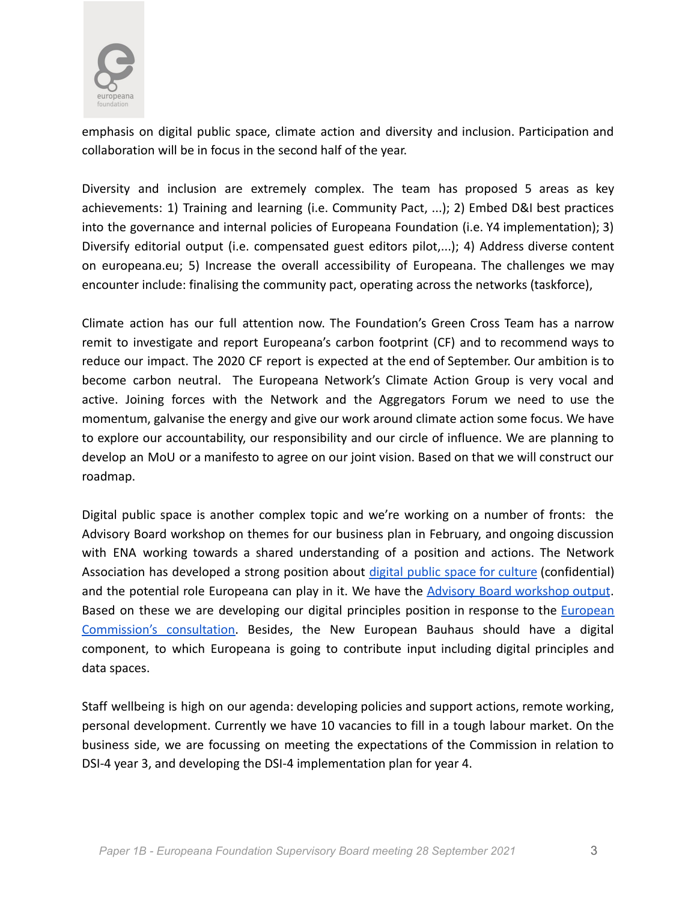emphasis on digital public space, climate action and diversity and inclusion. Participation and collaboration will be in focus in the second half of the year.

Diversity and inclusion are extremely complex. The team has proposed 5 areas as key achievements: 1) Training and learning (i.e. Community Pact, ...); 2) Embed D&I best practices into the governance and internal policies of Europeana Foundation (i.e. Y4 implementation); 3) Diversify editorial output (i.e. compensated guest editors pilot,...); 4) Address diverse content on europeana.eu; 5) Increase the overall accessibility of Europeana. The challenges we may encounter include: finalising the community pact, operating across the networks (taskforce),

Climate action has our full attention now. The Foundation's Green Cross Team has a narrow remit to investigate and report Europeana's carbon footprint (CF) and to recommend ways to reduce our impact. The 2020 CF report is expected at the end of September. Our ambition is to become carbon neutral. The Europeana Network's Climate Action Group is very vocal and active. Joining forces with the Network and the Aggregators Forum we need to use the momentum, galvanise the energy and give our work around climate action some focus. We have to explore our accountability, our responsibility and our circle of influence. We are planning to develop an MoU or a manifesto to agree on our joint vision. Based on that we will construct our roadmap.

Digital public space is another complex topic and we're working on a number of fronts: the Advisory Board workshop on themes for our business plan in February, and ongoing discussion with ENA working towards a shared understanding of a position and actions. The Network Association has developed a strong position about digital public space for culture (confidential) and the potential role Europeana can play in it. We have the Advisory Board workshop output. Based on these we are developing our digital principles position in response to the European Commission's consultation. Besides, the New European Bauhaus should have a digital component, to which Europeana is going to contribute input including digital principles and data spaces.

Staff wellbeing is high on our agenda: developing policies and support actions, remote working, personal development. Currently we have 10 vacancies to fill in a tough labour market. On the business side, we are focussing on meeting the expectations of the Commission in relation to DSI-4 year 3, and developing the DSI-4 implementation plan for year 4.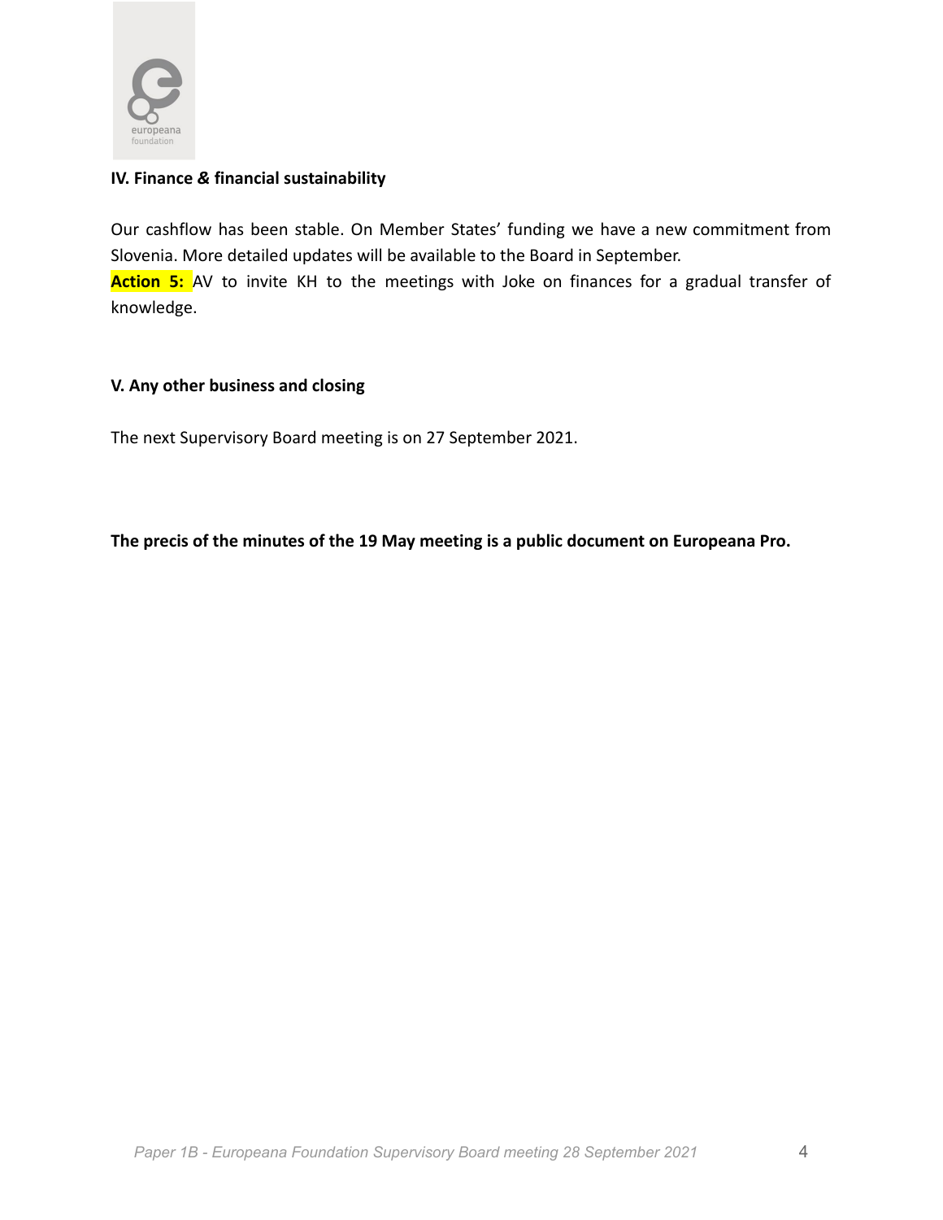### IV. Finance & financial sustainability

Our cashflow has been stable. On Member States' funding we have a new commitment from Slovenia. More detailed updates will be available to the Board in September.

**Action 5:** AV to invite KH to the meetings with Joke on finances for a gradual transfer of knowledge.

### V. Any other business and closing

The next Supervisory Board meeting is on 27 September 2021.

**The precis of the minutes of the 19 May meeting is a public document on Europeana Pro.**